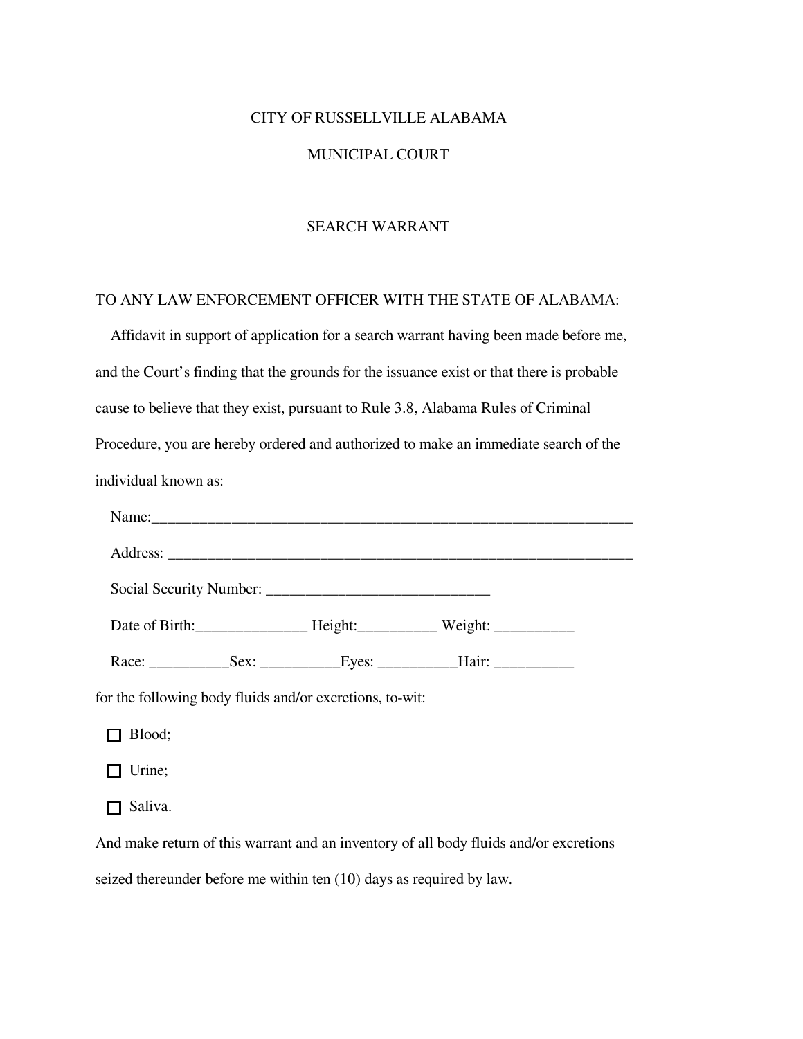CITY OF RUSSELLVILLE ALABAMA

MUNICIPAL COURT

SEARCH WARRANT

TO ANY LAW ENFORCEMENT OFFICER WITH THE STATE OF ALABAMA:

Affidavit in support of application for a search warrant having been made before me, and the Court's finding that the grounds for the issuance exist or that there is probable cause to believe that they exist, pursuant to Rule 3.8, Alabama Rules of Criminal Procedure, you are hereby ordered and authorized to make an immediate search of the individual known as:

Name:_______________________________________________________________

Address: _____________________________________________________________

Social Security Number: ____________________________

Date of Birth:______________ Height:__________ Weight: __________

Race: __________Sex: __________Eyes: __________Hair: __________

for the following body fluids and/or excretions, to-wit:

- ☐ Blood;
- ☐ Urine;
- ☐ Saliva.

And make return of this warrant and an inventory of all body fluids and/or excretions seized thereunder before me within ten (10) days as required by law.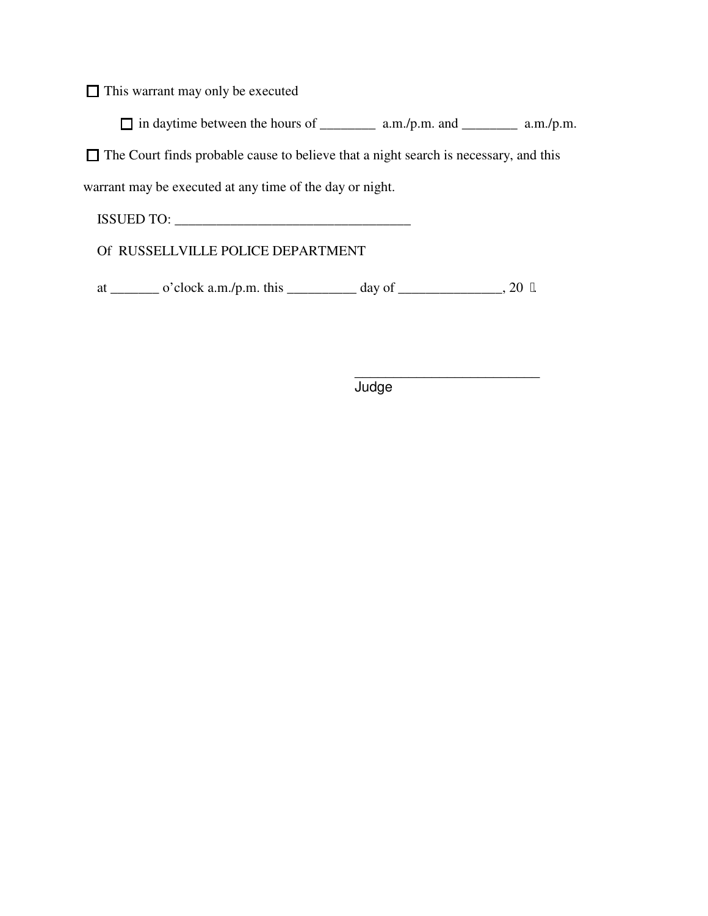☐ This warrant may only be executed

☐ in daytime between the hours of ________ a.m./p.m. and ________ a.m./p.m.

☐ The Court finds probable cause to believe that a night search is necessary, and this warrant may be executed at any time of the day or night.

ISSUED TO: __________________________________

Of RUSSELLVILLE POLICE DEPARTMENT

at _______ o'clock a.m./p.m. this __________ day of _______________, 20 .

__________________________
Judge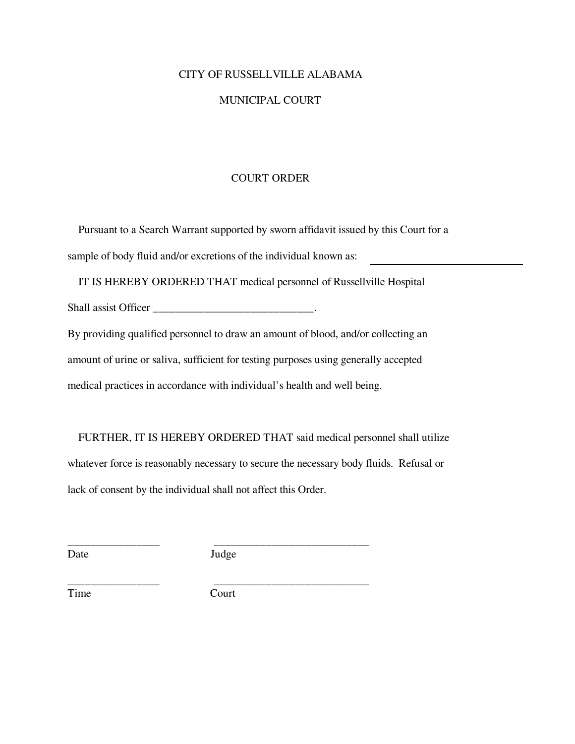CITY OF RUSSELLVILLE ALABAMA

MUNICIPAL COURT

COURT ORDER

Pursuant to a Search Warrant supported by sworn affidavit issued by this Court for a sample of body fluid and/or excretions of the individual known as: ______________________________

IT IS HEREBY ORDERED THAT medical personnel of Russellville Hospital Shall assist Officer _____________________________.

By providing qualified personnel to draw an amount of blood, and/or collecting an amount of urine or saliva, sufficient for testing purposes using generally accepted medical practices in accordance with individual's health and well being.

FURTHER, IT IS HEREBY ORDERED THAT said medical personnel shall utilize whatever force is reasonably necessary to secure the necessary body fluids. Refusal or lack of consent by the individual shall not affect this Order.

________________ ____________________________
Date Judge

________________ ____________________________
Time Court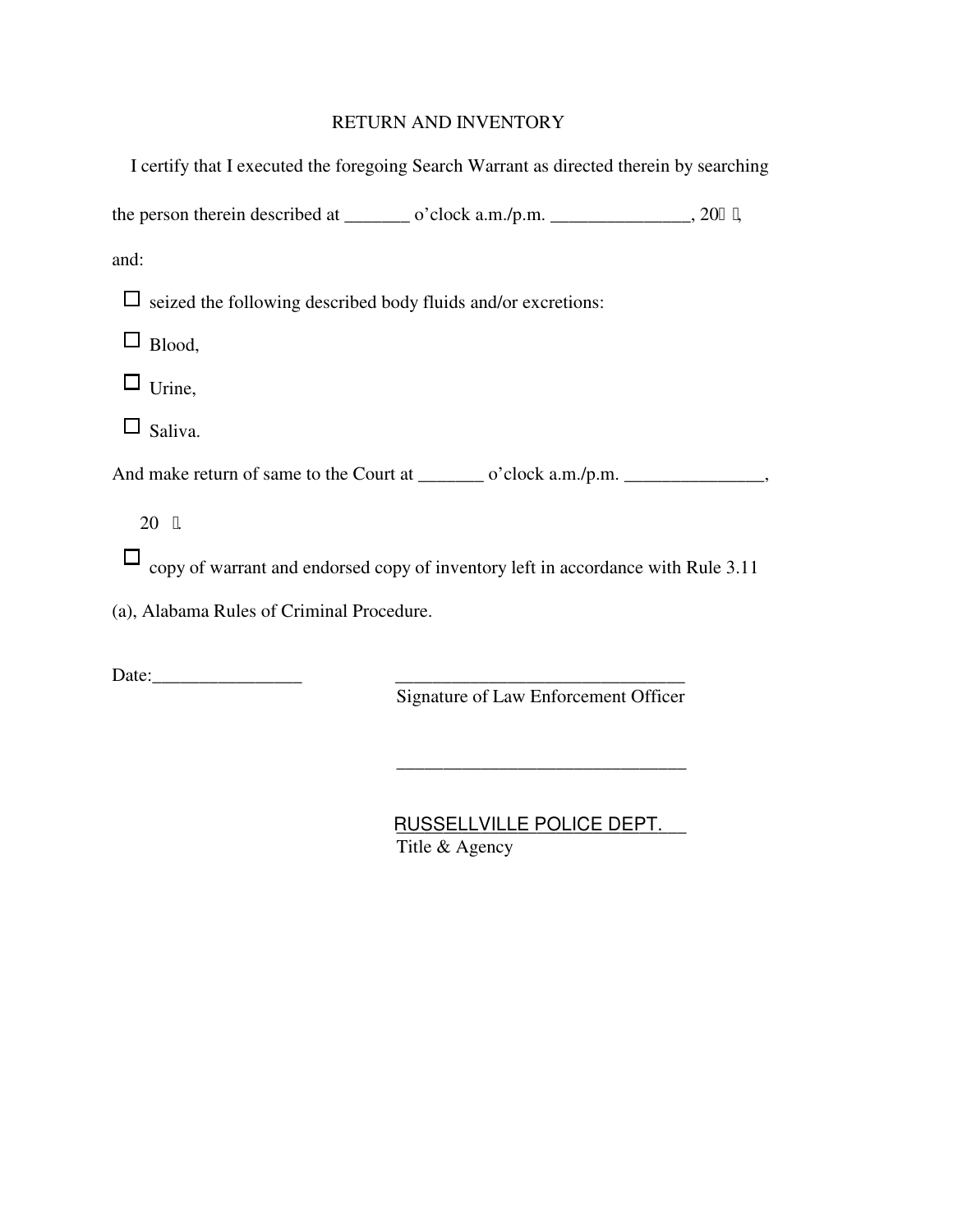# RETURN AND INVENTORY

I certify that I executed the foregoing Search Warrant as directed therein by searching the person therein described at _______ o'clock a.m./p.m. _______________, 20 ,

and:

☐ seized the following described body fluids and/or excretions:

☐ Blood,

☐ Urine,

☐ Saliva.

And make return of same to the Court at _______ o'clock a.m./p.m. _______________,

20 .

☐ copy of warrant and endorsed copy of inventory left in accordance with Rule 3.11 (a), Alabama Rules of Criminal Procedure.

Date:________________

_______________________________
Signature of Law Enforcement Officer

_______________________________

RUSSELLVILLE POLICE DEPT.
Title & Agency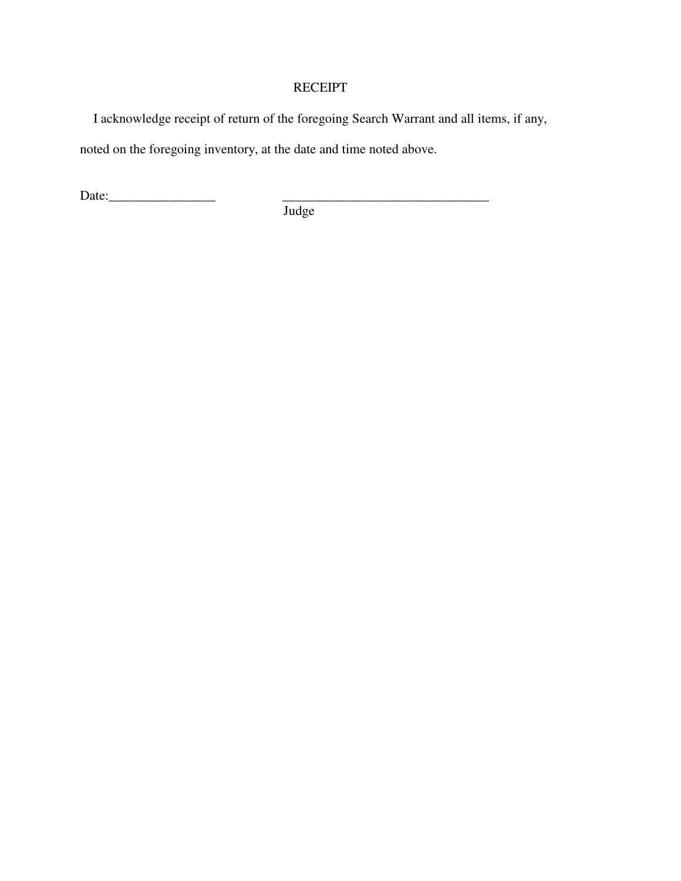# RECEIPT

I acknowledge receipt of return of the foregoing Search Warrant and all items, if any, noted on the foregoing inventory, at the date and time noted above.

Date:________________ _______________________________
Judge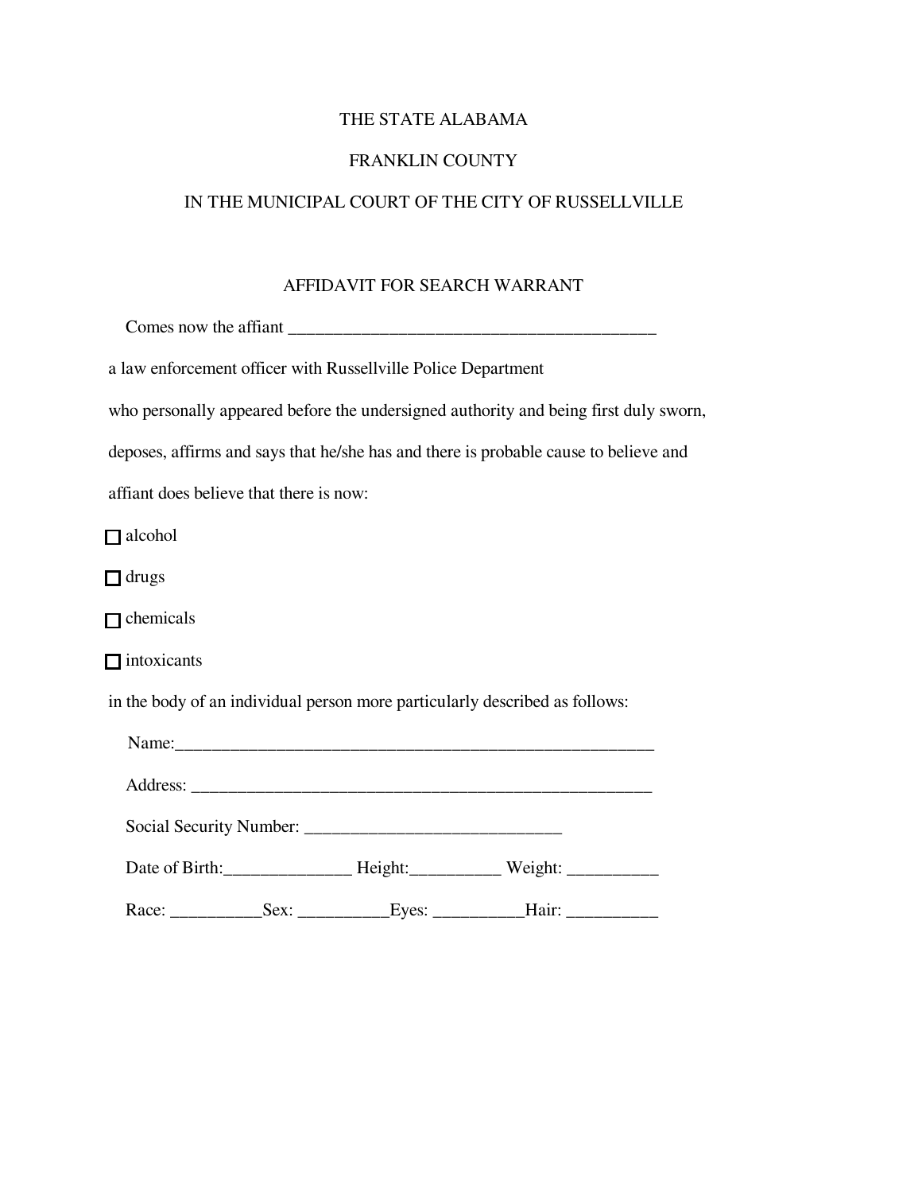THE STATE ALABAMA

FRANKLIN COUNTY

IN THE MUNICIPAL COURT OF THE CITY OF RUSSELLVILLE

AFFIDAVIT FOR SEARCH WARRANT

Comes now the affiant ___________________________________________

a law enforcement officer with Russellville Police Department

who personally appeared before the undersigned authority and being first duly sworn, deposes, affirms and says that he/she has and there is probable cause to believe and affiant does believe that there is now:

- ☐ alcohol
- ☐ drugs
- ☐ chemicals
- ☐ intoxicants

in the body of an individual person more particularly described as follows:

Name:_______________________________________________________

Address: _____________________________________________________

Social Security Number: ____________________________

Date of Birth:______________ Height:__________ Weight: __________

Race: __________Sex: __________Eyes: __________Hair: __________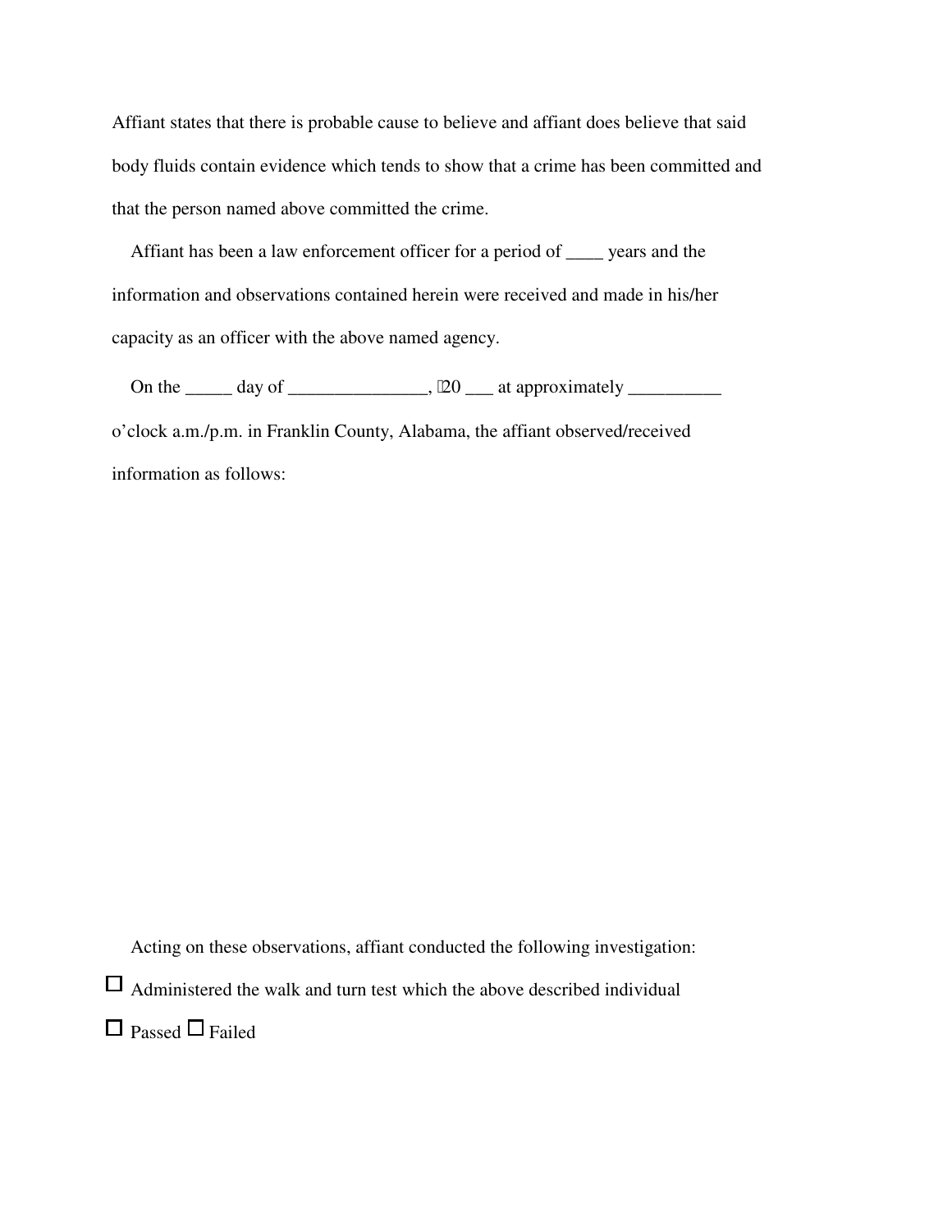Affiant states that there is probable cause to believe and affiant does believe that said body fluids contain evidence which tends to show that a crime has been committed and that the person named above committed the crime.

Affiant has been a law enforcement officer for a period of ____ years and the information and observations contained herein were received and made in his/her capacity as an officer with the above named agency.

On the _____ day of _______________, 20 ___ at approximately __________ o'clock a.m./p.m. in Franklin County, Alabama, the affiant observed/received information as follows:

Acting on these observations, affiant conducted the following investigation:

☐ Administered the walk and turn test which the above described individual

☐ Passed ☐ Failed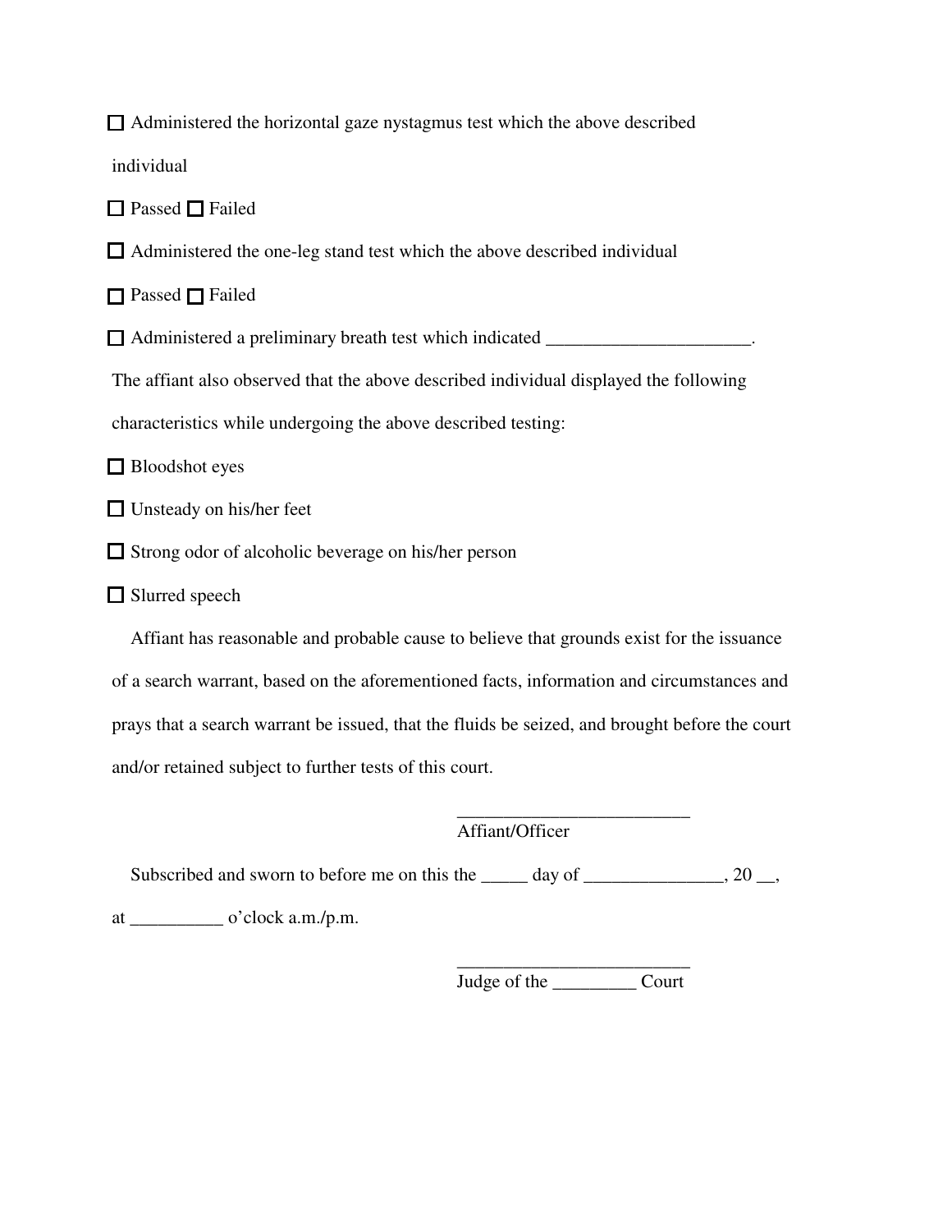☐ Administered the horizontal gaze nystagmus test which the above described individual

☐ Passed ☐ Failed

☐ Administered the one-leg stand test which the above described individual

☐ Passed ☐ Failed

☐ Administered a preliminary breath test which indicated ______________________.

The affiant also observed that the above described individual displayed the following characteristics while undergoing the above described testing:

☐ Bloodshot eyes

☐ Unsteady on his/her feet

☐ Strong odor of alcoholic beverage on his/her person

☐ Slurred speech

Affiant has reasonable and probable cause to believe that grounds exist for the issuance of a search warrant, based on the aforementioned facts, information and circumstances and prays that a search warrant be issued, that the fluids be seized, and brought before the court and/or retained subject to further tests of this court.

_________________________
Affiant/Officer

Subscribed and sworn to before me on this the _____ day of _______________, 20 __, at __________ o'clock a.m./p.m.

_________________________
Judge of the _________ Court